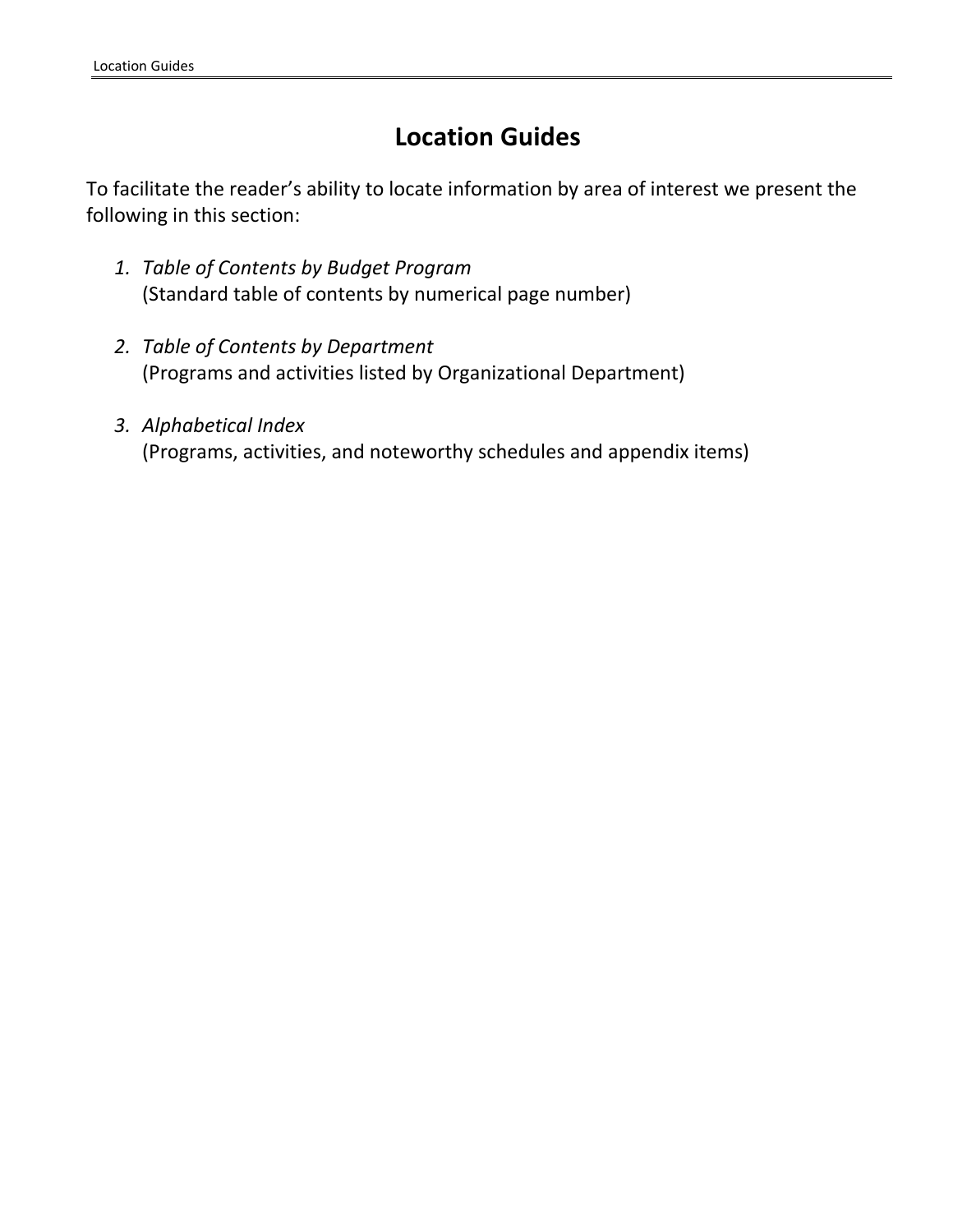# Location Guides

To facilitate the reader's ability to locate information by area of interest we present the following in this section:

1. *Table of Contents by Budget Program*
   (Standard table of contents by numerical page number)

2. *Table of Contents by Department*
   (Programs and activities listed by Organizational Department)

3. *Alphabetical Index*
   (Programs, activities, and noteworthy schedules and appendix items)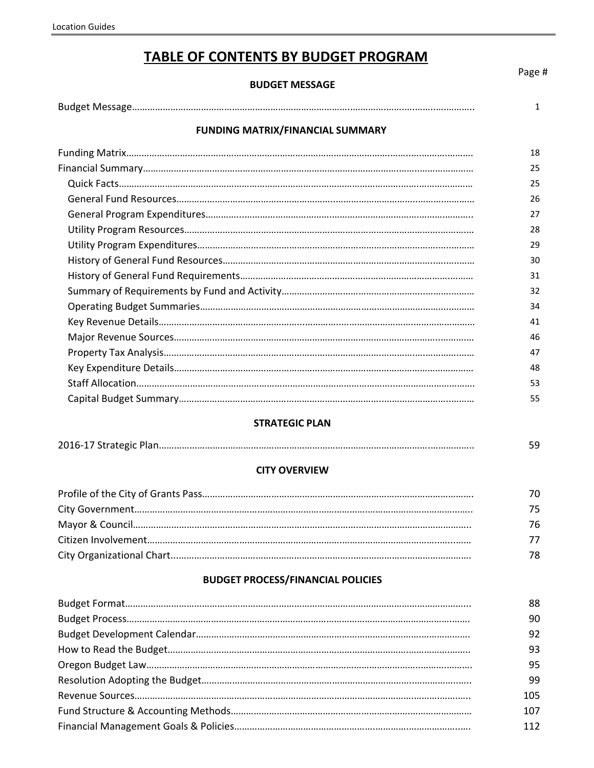# TABLE OF CONTENTS BY BUDGET PROGRAM

Page #

## BUDGET MESSAGE

| | Page # |
|---|---|
| Budget Message | 1 |

## FUNDING MATRIX/FINANCIAL SUMMARY

| | Page # |
|---|---|
| Funding Matrix | 18 |
| Financial Summary | 25 |
| Quick Facts | 25 |
| General Fund Resources | 26 |
| General Program Expenditures | 27 |
| Utility Program Resources | 28 |
| Utility Program Expenditures | 29 |
| History of General Fund Resources | 30 |
| History of General Fund Requirements | 31 |
| Summary of Requirements by Fund and Activity | 32 |
| Operating Budget Summaries | 34 |
| Key Revenue Details | 41 |
| Major Revenue Sources | 46 |
| Property Tax Analysis | 47 |
| Key Expenditure Details | 48 |
| Staff Allocation | 53 |
| Capital Budget Summary | 55 |

## STRATEGIC PLAN

| | Page # |
|---|---|
| 2016-17 Strategic Plan | 59 |

## CITY OVERVIEW

| | Page # |
|---|---|
| Profile of the City of Grants Pass | 70 |
| City Government | 75 |
| Mayor & Council | 76 |
| Citizen Involvement | 77 |
| City Organizational Chart | 78 |

## BUDGET PROCESS/FINANCIAL POLICIES

| | Page # |
|---|---|
| Budget Format | 88 |
| Budget Process | 90 |
| Budget Development Calendar | 92 |
| How to Read the Budget | 93 |
| Oregon Budget Law | 95 |
| Resolution Adopting the Budget | 99 |
| Revenue Sources | 105 |
| Fund Structure & Accounting Methods | 107 |
| Financial Management Goals & Policies | 112 |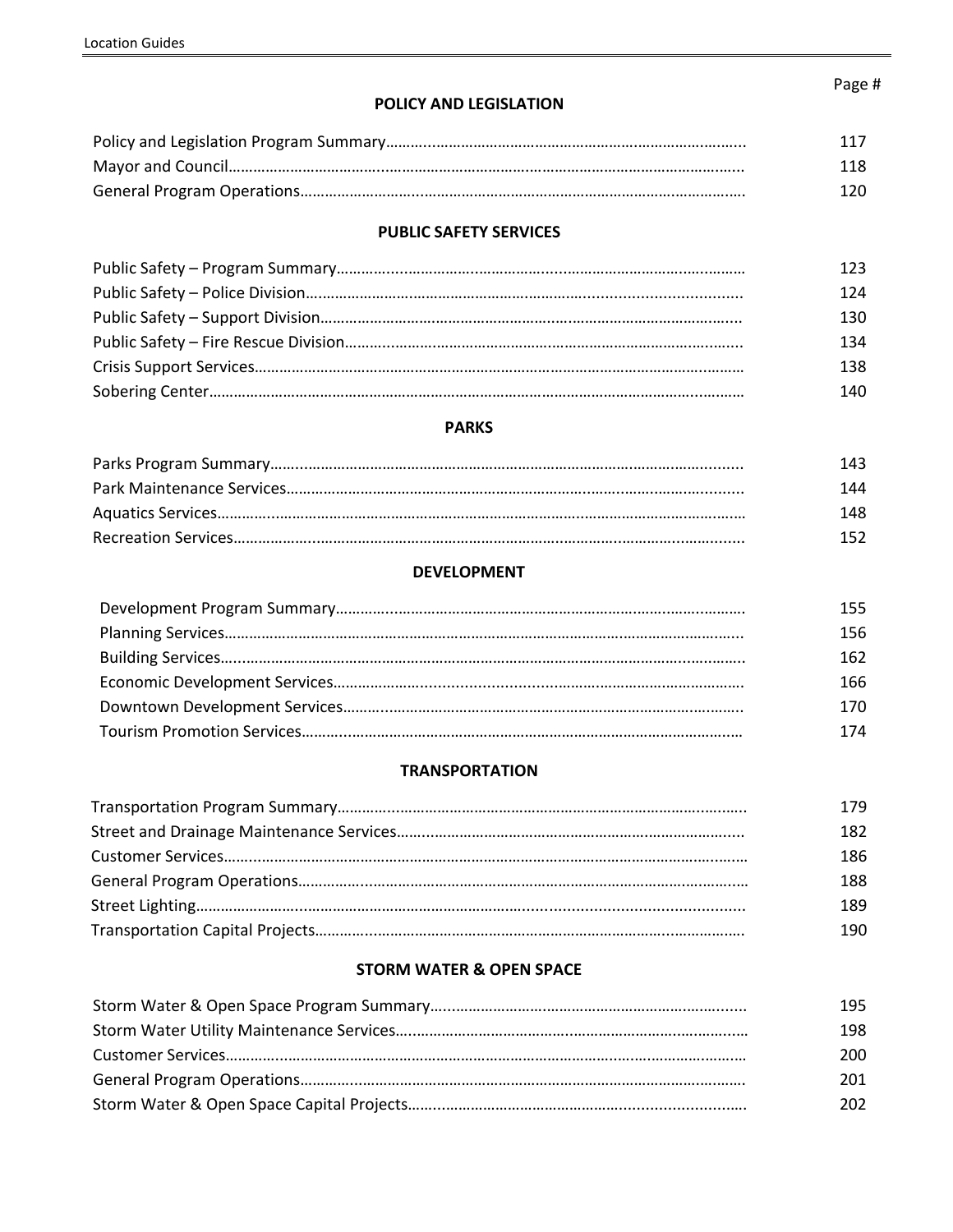## POLICY AND LEGISLATION

| | Page # |
|---|---|
| Policy and Legislation Program Summary | 117 |
| Mayor and Council | 118 |
| General Program Operations | 120 |

## PUBLIC SAFETY SERVICES

| | |
|---|---|
| Public Safety – Program Summary | 123 |
| Public Safety – Police Division | 124 |
| Public Safety – Support Division | 130 |
| Public Safety – Fire Rescue Division | 134 |
| Crisis Support Services | 138 |
| Sobering Center | 140 |

## PARKS

| | |
|---|---|
| Parks Program Summary | 143 |
| Park Maintenance Services | 144 |
| Aquatics Services | 148 |
| Recreation Services | 152 |

## DEVELOPMENT

| | |
|---|---|
| Development Program Summary | 155 |
| Planning Services | 156 |
| Building Services | 162 |
| Economic Development Services | 166 |
| Downtown Development Services | 170 |
| Tourism Promotion Services | 174 |

## TRANSPORTATION

| | |
|---|---|
| Transportation Program Summary | 179 |
| Street and Drainage Maintenance Services | 182 |
| Customer Services | 186 |
| General Program Operations | 188 |
| Street Lighting | 189 |
| Transportation Capital Projects | 190 |

## STORM WATER & OPEN SPACE

| | |
|---|---|
| Storm Water & Open Space Program Summary | 195 |
| Storm Water Utility Maintenance Services | 198 |
| Customer Services | 200 |
| General Program Operations | 201 |
| Storm Water & Open Space Capital Projects | 202 |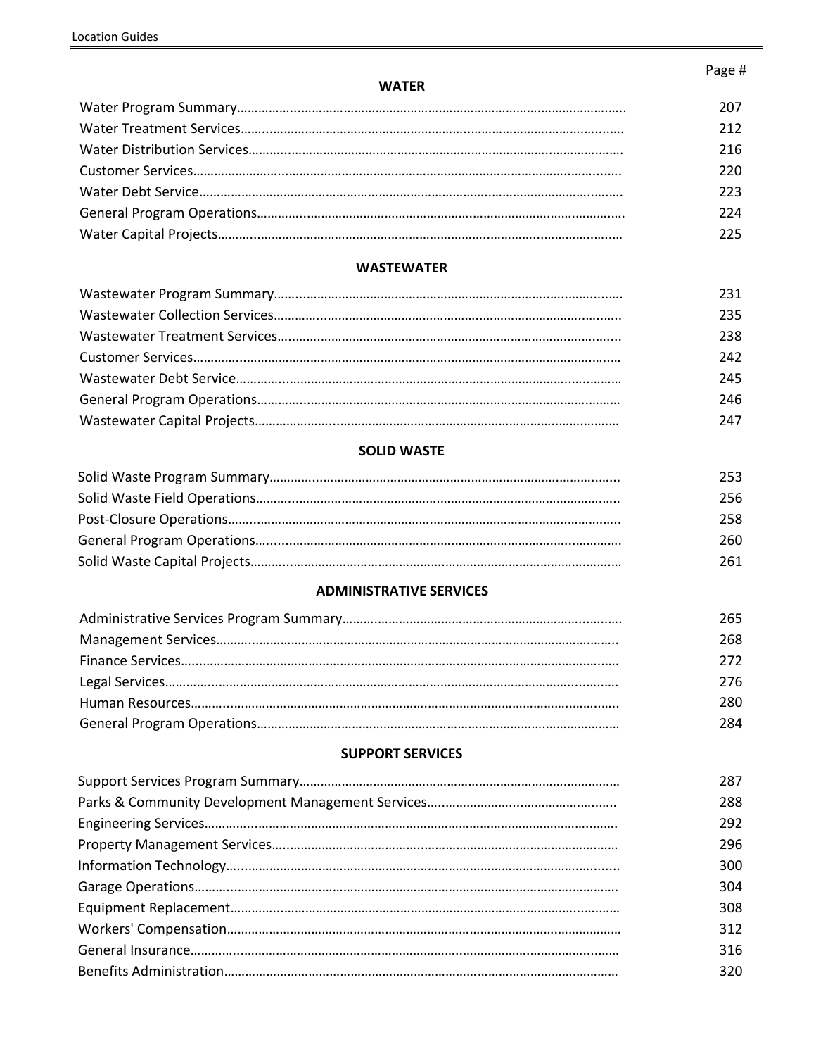| | Page # |
|---|---|
| **WATER** | |
| Water Program Summary | 207 |
| Water Treatment Services | 212 |
| Water Distribution Services | 216 |
| Customer Services | 220 |
| Water Debt Service | 223 |
| General Program Operations | 224 |
| Water Capital Projects | 225 |
| **WASTEWATER** | |
| Wastewater Program Summary | 231 |
| Wastewater Collection Services | 235 |
| Wastewater Treatment Services | 238 |
| Customer Services | 242 |
| Wastewater Debt Service | 245 |
| General Program Operations | 246 |
| Wastewater Capital Projects | 247 |
| **SOLID WASTE** | |
| Solid Waste Program Summary | 253 |
| Solid Waste Field Operations | 256 |
| Post-Closure Operations | 258 |
| General Program Operations | 260 |
| Solid Waste Capital Projects | 261 |
| **ADMINISTRATIVE SERVICES** | |
| Administrative Services Program Summary | 265 |
| Management Services | 268 |
| Finance Services | 272 |
| Legal Services | 276 |
| Human Resources | 280 |
| General Program Operations | 284 |
| **SUPPORT SERVICES** | |
| Support Services Program Summary | 287 |
| Parks & Community Development Management Services | 288 |
| Engineering Services | 292 |
| Property Management Services | 296 |
| Information Technology | 300 |
| Garage Operations | 304 |
| Equipment Replacement | 308 |
| Workers' Compensation | 312 |
| General Insurance | 316 |
| Benefits Administration | 320 |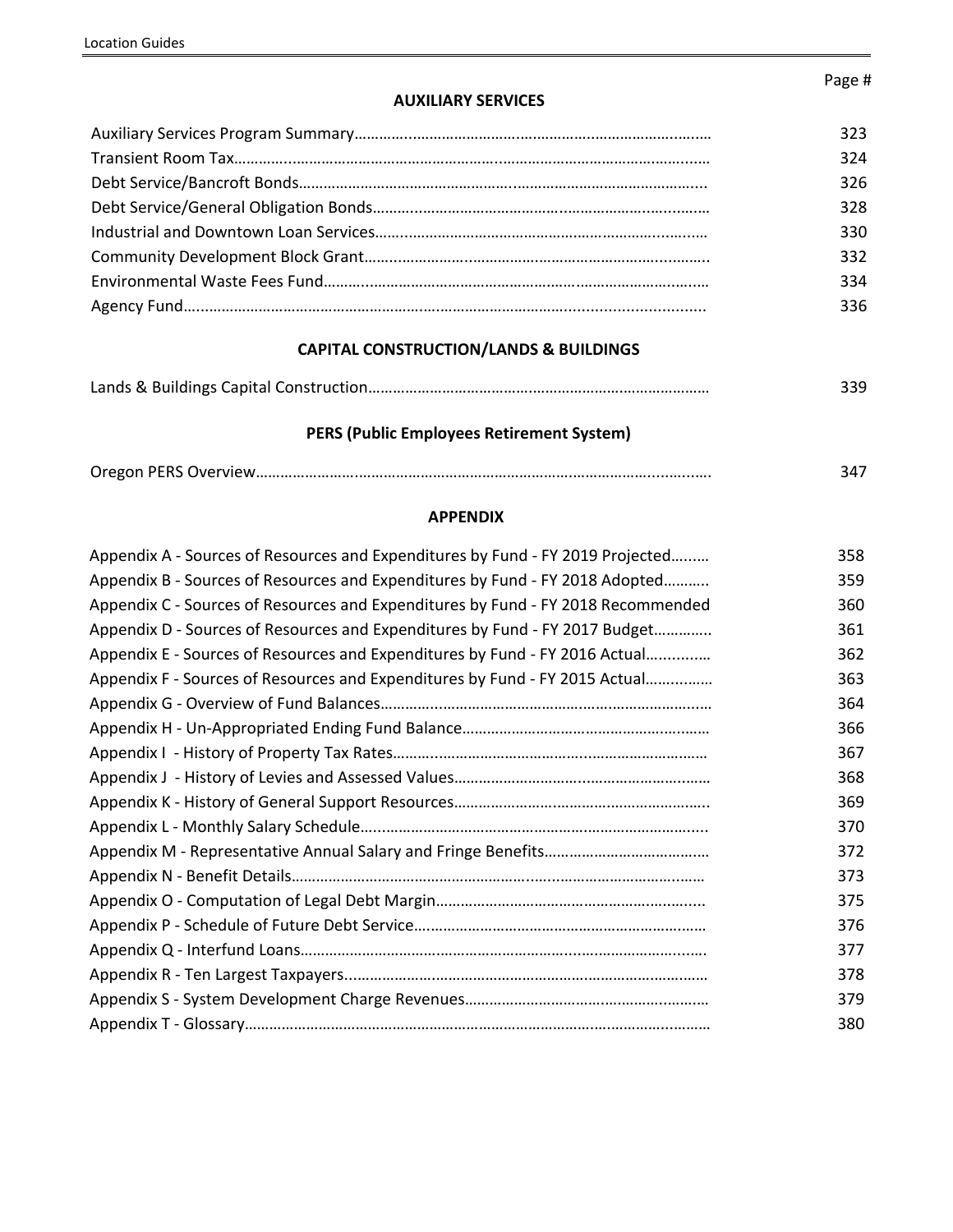Page #

## AUXILIARY SERVICES

| | |
|---|---|
| Auxiliary Services Program Summary | 323 |
| Transient Room Tax | 324 |
| Debt Service/Bancroft Bonds | 326 |
| Debt Service/General Obligation Bonds | 328 |
| Industrial and Downtown Loan Services | 330 |
| Community Development Block Grant | 332 |
| Environmental Waste Fees Fund | 334 |
| Agency Fund | 336 |

## CAPITAL CONSTRUCTION/LANDS & BUILDINGS

| | |
|---|---|
| Lands & Buildings Capital Construction | 339 |

## PERS (Public Employees Retirement System)

| | |
|---|---|
| Oregon PERS Overview | 347 |

## APPENDIX

| | |
|---|---|
| Appendix A - Sources of Resources and Expenditures by Fund - FY 2019 Projected | 358 |
| Appendix B - Sources of Resources and Expenditures by Fund - FY 2018 Adopted | 359 |
| Appendix C - Sources of Resources and Expenditures by Fund - FY 2018 Recommended | 360 |
| Appendix D - Sources of Resources and Expenditures by Fund - FY 2017 Budget | 361 |
| Appendix E - Sources of Resources and Expenditures by Fund - FY 2016 Actual | 362 |
| Appendix F - Sources of Resources and Expenditures by Fund - FY 2015 Actual | 363 |
| Appendix G - Overview of Fund Balances | 364 |
| Appendix H - Un-Appropriated Ending Fund Balance | 366 |
| Appendix I - History of Property Tax Rates | 367 |
| Appendix J - History of Levies and Assessed Values | 368 |
| Appendix K - History of General Support Resources | 369 |
| Appendix L - Monthly Salary Schedule | 370 |
| Appendix M - Representative Annual Salary and Fringe Benefits | 372 |
| Appendix N - Benefit Details | 373 |
| Appendix O - Computation of Legal Debt Margin | 375 |
| Appendix P - Schedule of Future Debt Service | 376 |
| Appendix Q - Interfund Loans | 377 |
| Appendix R - Ten Largest Taxpayers | 378 |
| Appendix S - System Development Charge Revenues | 379 |
| Appendix T - Glossary | 380 |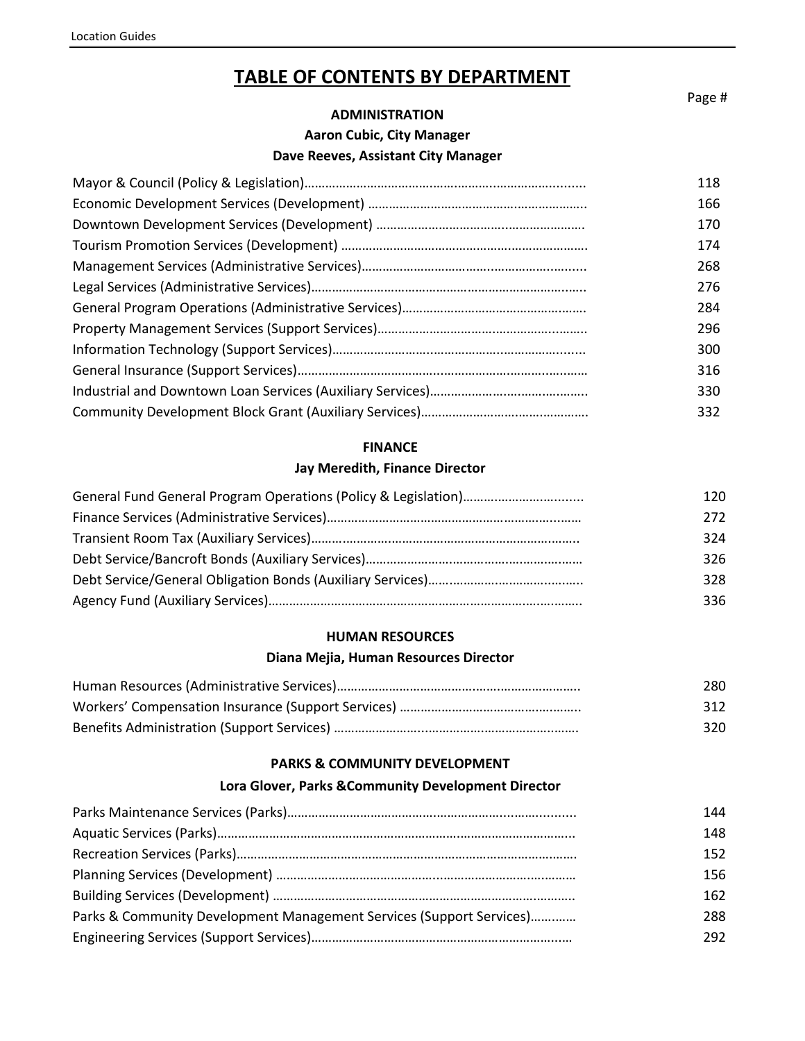# TABLE OF CONTENTS BY DEPARTMENT

Page #

**ADMINISTRATION**

**Aaron Cubic, City Manager**

**Dave Reeves, Assistant City Manager**

| | |
|---|---|
| Mayor & Council (Policy & Legislation) | 118 |
| Economic Development Services (Development) | 166 |
| Downtown Development Services (Development) | 170 |
| Tourism Promotion Services (Development) | 174 |
| Management Services (Administrative Services) | 268 |
| Legal Services (Administrative Services) | 276 |
| General Program Operations (Administrative Services) | 284 |
| Property Management Services (Support Services) | 296 |
| Information Technology (Support Services) | 300 |
| General Insurance (Support Services) | 316 |
| Industrial and Downtown Loan Services (Auxiliary Services) | 330 |
| Community Development Block Grant (Auxiliary Services) | 332 |

**FINANCE**

**Jay Meredith, Finance Director**

| | |
|---|---|
| General Fund General Program Operations (Policy & Legislation) | 120 |
| Finance Services (Administrative Services) | 272 |
| Transient Room Tax (Auxiliary Services) | 324 |
| Debt Service/Bancroft Bonds (Auxiliary Services) | 326 |
| Debt Service/General Obligation Bonds (Auxiliary Services) | 328 |
| Agency Fund (Auxiliary Services) | 336 |

**HUMAN RESOURCES**

**Diana Mejia, Human Resources Director**

| | |
|---|---|
| Human Resources (Administrative Services) | 280 |
| Workers' Compensation Insurance (Support Services) | 312 |
| Benefits Administration (Support Services) | 320 |

**PARKS & COMMUNITY DEVELOPMENT**

**Lora Glover, Parks &Community Development Director**

| | |
|---|---|
| Parks Maintenance Services (Parks) | 144 |
| Aquatic Services (Parks) | 148 |
| Recreation Services (Parks) | 152 |
| Planning Services (Development) | 156 |
| Building Services (Development) | 162 |
| Parks & Community Development Management Services (Support Services) | 288 |
| Engineering Services (Support Services) | 292 |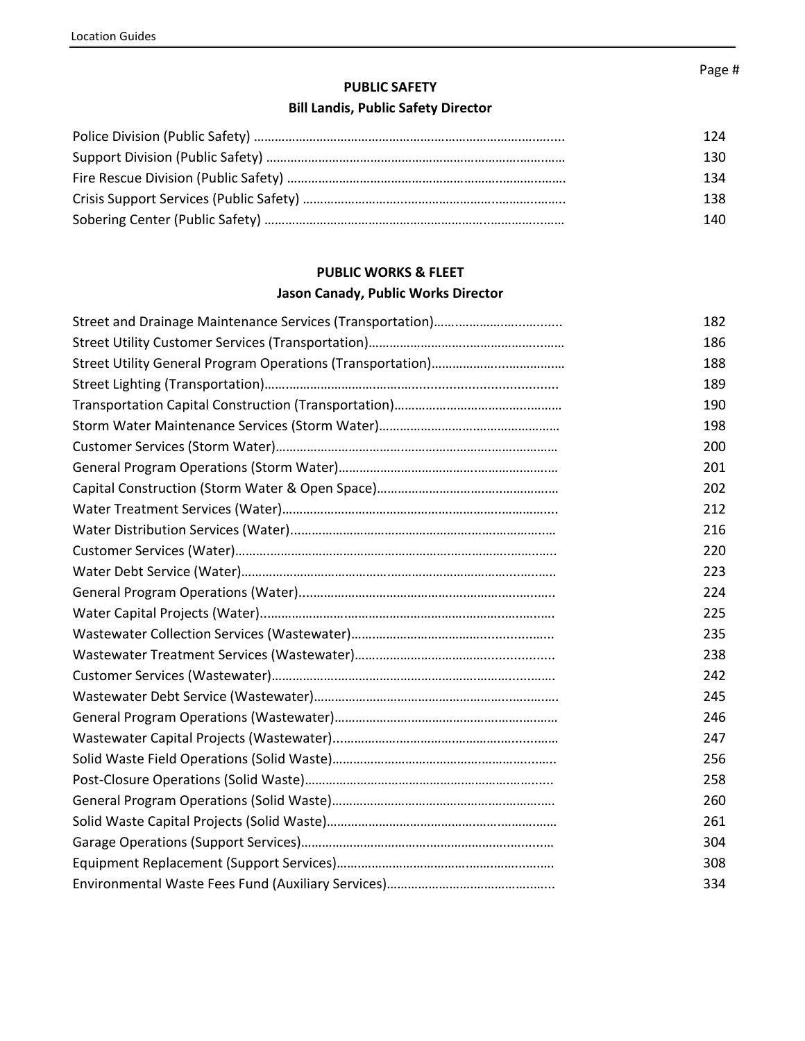## PUBLIC SAFETY

### Bill Landis, Public Safety Director

| | Page # |
|---|---|
| Police Division (Public Safety) | 124 |
| Support Division (Public Safety) | 130 |
| Fire Rescue Division (Public Safety) | 134 |
| Crisis Support Services (Public Safety) | 138 |
| Sobering Center (Public Safety) | 140 |

## PUBLIC WORKS & FLEET

### Jason Canady, Public Works Director

| | Page # |
|---|---|
| Street and Drainage Maintenance Services (Transportation) | 182 |
| Street Utility Customer Services (Transportation) | 186 |
| Street Utility General Program Operations (Transportation) | 188 |
| Street Lighting (Transportation) | 189 |
| Transportation Capital Construction (Transportation) | 190 |
| Storm Water Maintenance Services (Storm Water) | 198 |
| Customer Services (Storm Water) | 200 |
| General Program Operations (Storm Water) | 201 |
| Capital Construction (Storm Water & Open Space) | 202 |
| Water Treatment Services (Water) | 212 |
| Water Distribution Services (Water) | 216 |
| Customer Services (Water) | 220 |
| Water Debt Service (Water) | 223 |
| General Program Operations (Water) | 224 |
| Water Capital Projects (Water) | 225 |
| Wastewater Collection Services (Wastewater) | 235 |
| Wastewater Treatment Services (Wastewater) | 238 |
| Customer Services (Wastewater) | 242 |
| Wastewater Debt Service (Wastewater) | 245 |
| General Program Operations (Wastewater) | 246 |
| Wastewater Capital Projects (Wastewater) | 247 |
| Solid Waste Field Operations (Solid Waste) | 256 |
| Post-Closure Operations (Solid Waste) | 258 |
| General Program Operations (Solid Waste) | 260 |
| Solid Waste Capital Projects (Solid Waste) | 261 |
| Garage Operations (Support Services) | 304 |
| Equipment Replacement (Support Services) | 308 |
| Environmental Waste Fees Fund (Auxiliary Services) | 334 |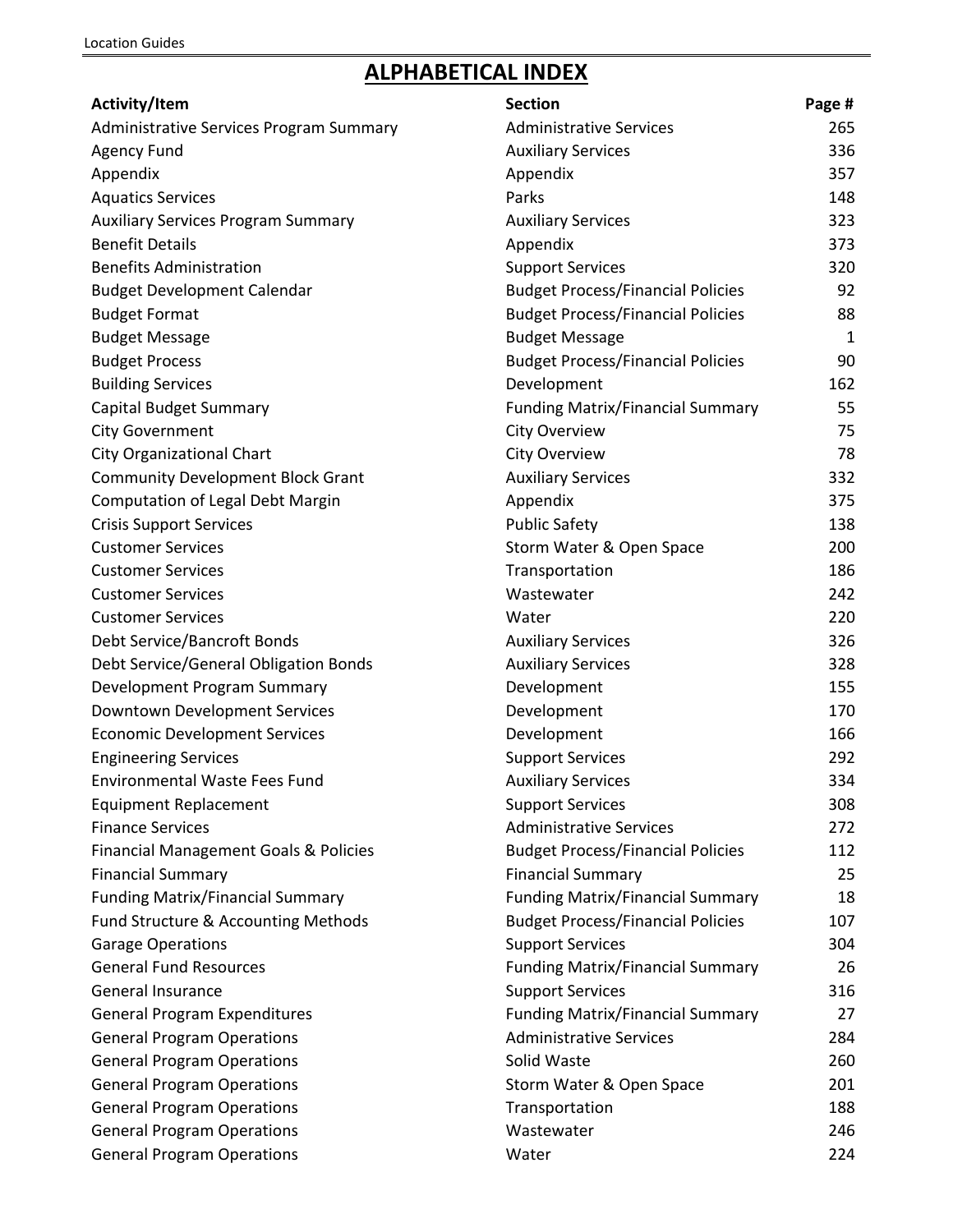# ALPHABETICAL INDEX

| Activity/Item | Section | Page # |
|---|---|---|
| Administrative Services Program Summary | Administrative Services | 265 |
| Agency Fund | Auxiliary Services | 336 |
| Appendix | Appendix | 357 |
| Aquatics Services | Parks | 148 |
| Auxiliary Services Program Summary | Auxiliary Services | 323 |
| Benefit Details | Appendix | 373 |
| Benefits Administration | Support Services | 320 |
| Budget Development Calendar | Budget Process/Financial Policies | 92 |
| Budget Format | Budget Process/Financial Policies | 88 |
| Budget Message | Budget Message | 1 |
| Budget Process | Budget Process/Financial Policies | 90 |
| Building Services | Development | 162 |
| Capital Budget Summary | Funding Matrix/Financial Summary | 55 |
| City Government | City Overview | 75 |
| City Organizational Chart | City Overview | 78 |
| Community Development Block Grant | Auxiliary Services | 332 |
| Computation of Legal Debt Margin | Appendix | 375 |
| Crisis Support Services | Public Safety | 138 |
| Customer Services | Storm Water & Open Space | 200 |
| Customer Services | Transportation | 186 |
| Customer Services | Wastewater | 242 |
| Customer Services | Water | 220 |
| Debt Service/Bancroft Bonds | Auxiliary Services | 326 |
| Debt Service/General Obligation Bonds | Auxiliary Services | 328 |
| Development Program Summary | Development | 155 |
| Downtown Development Services | Development | 170 |
| Economic Development Services | Development | 166 |
| Engineering Services | Support Services | 292 |
| Environmental Waste Fees Fund | Auxiliary Services | 334 |
| Equipment Replacement | Support Services | 308 |
| Finance Services | Administrative Services | 272 |
| Financial Management Goals & Policies | Budget Process/Financial Policies | 112 |
| Financial Summary | Financial Summary | 25 |
| Funding Matrix/Financial Summary | Funding Matrix/Financial Summary | 18 |
| Fund Structure & Accounting Methods | Budget Process/Financial Policies | 107 |
| Garage Operations | Support Services | 304 |
| General Fund Resources | Funding Matrix/Financial Summary | 26 |
| General Insurance | Support Services | 316 |
| General Program Expenditures | Funding Matrix/Financial Summary | 27 |
| General Program Operations | Administrative Services | 284 |
| General Program Operations | Solid Waste | 260 |
| General Program Operations | Storm Water & Open Space | 201 |
| General Program Operations | Transportation | 188 |
| General Program Operations | Wastewater | 246 |
| General Program Operations | Water | 224 |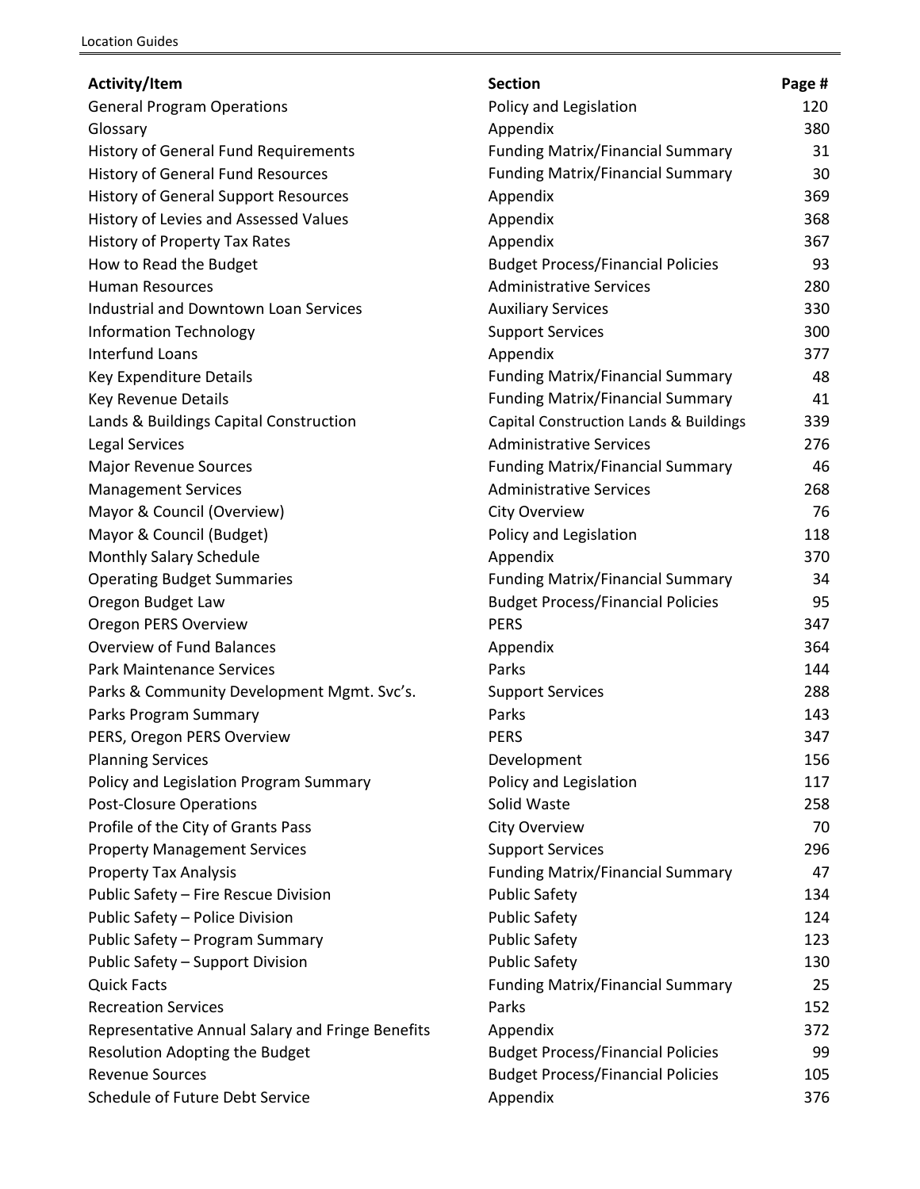| Activity/Item | Section | Page # |
|---|---|---|
| General Program Operations | Policy and Legislation | 120 |
| Glossary | Appendix | 380 |
| History of General Fund Requirements | Funding Matrix/Financial Summary | 31 |
| History of General Fund Resources | Funding Matrix/Financial Summary | 30 |
| History of General Support Resources | Appendix | 369 |
| History of Levies and Assessed Values | Appendix | 368 |
| History of Property Tax Rates | Appendix | 367 |
| How to Read the Budget | Budget Process/Financial Policies | 93 |
| Human Resources | Administrative Services | 280 |
| Industrial and Downtown Loan Services | Auxiliary Services | 330 |
| Information Technology | Support Services | 300 |
| Interfund Loans | Appendix | 377 |
| Key Expenditure Details | Funding Matrix/Financial Summary | 48 |
| Key Revenue Details | Funding Matrix/Financial Summary | 41 |
| Lands & Buildings Capital Construction | Capital Construction Lands & Buildings | 339 |
| Legal Services | Administrative Services | 276 |
| Major Revenue Sources | Funding Matrix/Financial Summary | 46 |
| Management Services | Administrative Services | 268 |
| Mayor & Council (Overview) | City Overview | 76 |
| Mayor & Council (Budget) | Policy and Legislation | 118 |
| Monthly Salary Schedule | Appendix | 370 |
| Operating Budget Summaries | Funding Matrix/Financial Summary | 34 |
| Oregon Budget Law | Budget Process/Financial Policies | 95 |
| Oregon PERS Overview | PERS | 347 |
| Overview of Fund Balances | Appendix | 364 |
| Park Maintenance Services | Parks | 144 |
| Parks & Community Development Mgmt. Svc's. | Support Services | 288 |
| Parks Program Summary | Parks | 143 |
| PERS, Oregon PERS Overview | PERS | 347 |
| Planning Services | Development | 156 |
| Policy and Legislation Program Summary | Policy and Legislation | 117 |
| Post-Closure Operations | Solid Waste | 258 |
| Profile of the City of Grants Pass | City Overview | 70 |
| Property Management Services | Support Services | 296 |
| Property Tax Analysis | Funding Matrix/Financial Summary | 47 |
| Public Safety – Fire Rescue Division | Public Safety | 134 |
| Public Safety – Police Division | Public Safety | 124 |
| Public Safety – Program Summary | Public Safety | 123 |
| Public Safety – Support Division | Public Safety | 130 |
| Quick Facts | Funding Matrix/Financial Summary | 25 |
| Recreation Services | Parks | 152 |
| Representative Annual Salary and Fringe Benefits | Appendix | 372 |
| Resolution Adopting the Budget | Budget Process/Financial Policies | 99 |
| Revenue Sources | Budget Process/Financial Policies | 105 |
| Schedule of Future Debt Service | Appendix | 376 |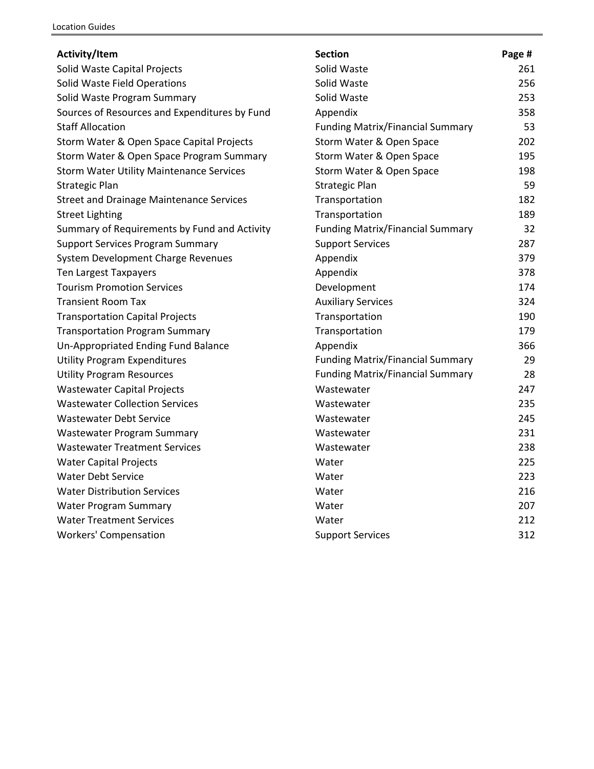| Activity/Item | Section | Page # |
|---|---|---|
| Solid Waste Capital Projects | Solid Waste | 261 |
| Solid Waste Field Operations | Solid Waste | 256 |
| Solid Waste Program Summary | Solid Waste | 253 |
| Sources of Resources and Expenditures by Fund | Appendix | 358 |
| Staff Allocation | Funding Matrix/Financial Summary | 53 |
| Storm Water & Open Space Capital Projects | Storm Water & Open Space | 202 |
| Storm Water & Open Space Program Summary | Storm Water & Open Space | 195 |
| Storm Water Utility Maintenance Services | Storm Water & Open Space | 198 |
| Strategic Plan | Strategic Plan | 59 |
| Street and Drainage Maintenance Services | Transportation | 182 |
| Street Lighting | Transportation | 189 |
| Summary of Requirements by Fund and Activity | Funding Matrix/Financial Summary | 32 |
| Support Services Program Summary | Support Services | 287 |
| System Development Charge Revenues | Appendix | 379 |
| Ten Largest Taxpayers | Appendix | 378 |
| Tourism Promotion Services | Development | 174 |
| Transient Room Tax | Auxiliary Services | 324 |
| Transportation Capital Projects | Transportation | 190 |
| Transportation Program Summary | Transportation | 179 |
| Un-Appropriated Ending Fund Balance | Appendix | 366 |
| Utility Program Expenditures | Funding Matrix/Financial Summary | 29 |
| Utility Program Resources | Funding Matrix/Financial Summary | 28 |
| Wastewater Capital Projects | Wastewater | 247 |
| Wastewater Collection Services | Wastewater | 235 |
| Wastewater Debt Service | Wastewater | 245 |
| Wastewater Program Summary | Wastewater | 231 |
| Wastewater Treatment Services | Wastewater | 238 |
| Water Capital Projects | Water | 225 |
| Water Debt Service | Water | 223 |
| Water Distribution Services | Water | 216 |
| Water Program Summary | Water | 207 |
| Water Treatment Services | Water | 212 |
| Workers' Compensation | Support Services | 312 |